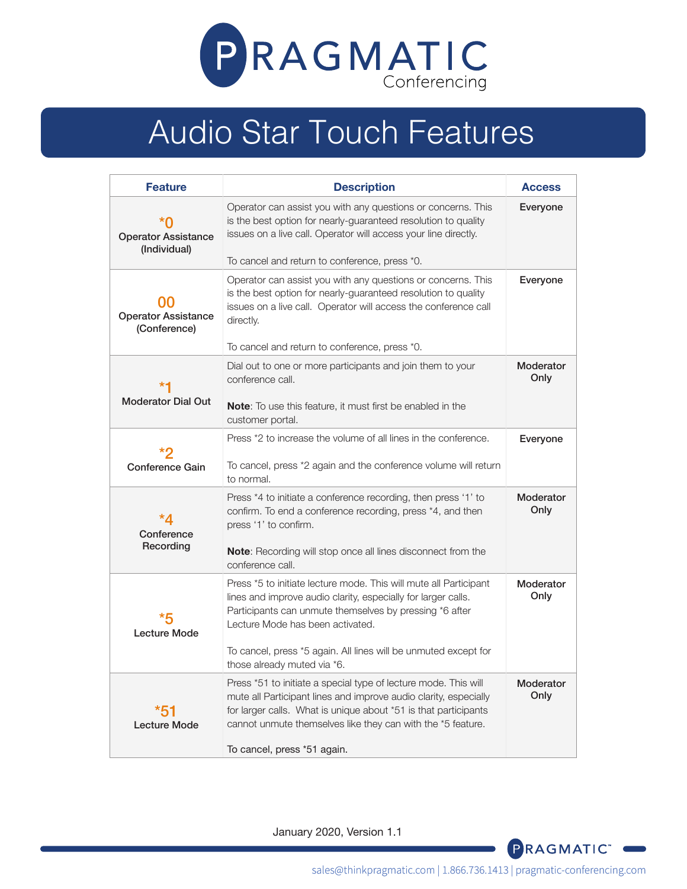# PRAGMATIC Conferencing

## Audio Star Touch Features

| Feature | Description | Access |
|---|---|---|
| *0 Operator Assistance (Individual) | Operator can assist you with any questions or concerns. This is the best option for nearly-guaranteed resolution to quality issues on a live call. Operator will access your line directly. <br><br> To cancel and return to conference, press *0. | Everyone |
| 00 Operator Assistance (Conference) | Operator can assist you with any questions or concerns. This is the best option for nearly-guaranteed resolution to quality issues on a live call. Operator will access the conference call directly. <br><br> To cancel and return to conference, press *0. | Everyone |
| *1 Moderator Dial Out | Dial out to one or more participants and join them to your conference call. <br><br> **Note**: To use this feature, it must first be enabled in the customer portal. | Moderator Only |
| *2 Conference Gain | Press *2 to increase the volume of all lines in the conference. <br><br> To cancel, press *2 again and the conference volume will return to normal. | Everyone |
| *4 Conference Recording | Press *4 to initiate a conference recording, then press '1' to confirm. To end a conference recording, press *4, and then press '1' to confirm. <br><br> **Note**: Recording will stop once all lines disconnect from the conference call. | Moderator Only |
| *5 Lecture Mode | Press *5 to initiate lecture mode. This will mute all Participant lines and improve audio clarity, especially for larger calls. Participants can unmute themselves by pressing *6 after Lecture Mode has been activated. <br><br> To cancel, press *5 again. All lines will be unmuted except for those already muted via *6. | Moderator Only |
| *51 Lecture Mode | Press *51 to initiate a special type of lecture mode. This will mute all Participant lines and improve audio clarity, especially for larger calls. What is unique about *51 is that participants cannot unmute themselves like they can with the *5 feature. <br><br> To cancel, press *51 again. | Moderator Only |

January 2020, Version 1.1

sales@thinkpragmatic.com | 1.866.736.1413 | pragmatic-conferencing.com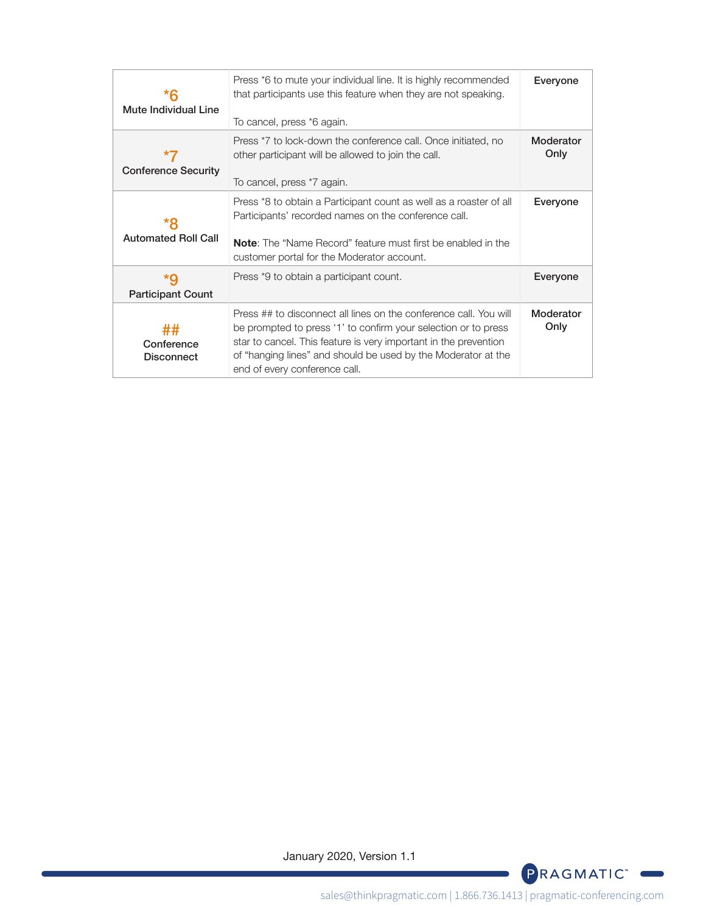| | | |
|---|---|---|
| *6<br>Mute Individual Line | Press *6 to mute your individual line. It is highly recommended that participants use this feature when they are not speaking.<br><br>To cancel, press *6 again. | Everyone |
| *7<br>Conference Security | Press *7 to lock-down the conference call. Once initiated, no other participant will be allowed to join the call.<br><br>To cancel, press *7 again. | Moderator Only |
| *8<br>Automated Roll Call | Press *8 to obtain a Participant count as well as a roaster of all Participants' recorded names on the conference call.<br><br>**Note**: The "Name Record" feature must first be enabled in the customer portal for the Moderator account. | Everyone |
| *9<br>Participant Count | Press *9 to obtain a participant count. | Everyone |
| ##<br>Conference Disconnect | Press ## to disconnect all lines on the conference call. You will be prompted to press '1' to confirm your selection or to press star to cancel. This feature is very important in the prevention of "hanging lines" and should be used by the Moderator at the end of every conference call. | Moderator Only |

January 2020, Version 1.1